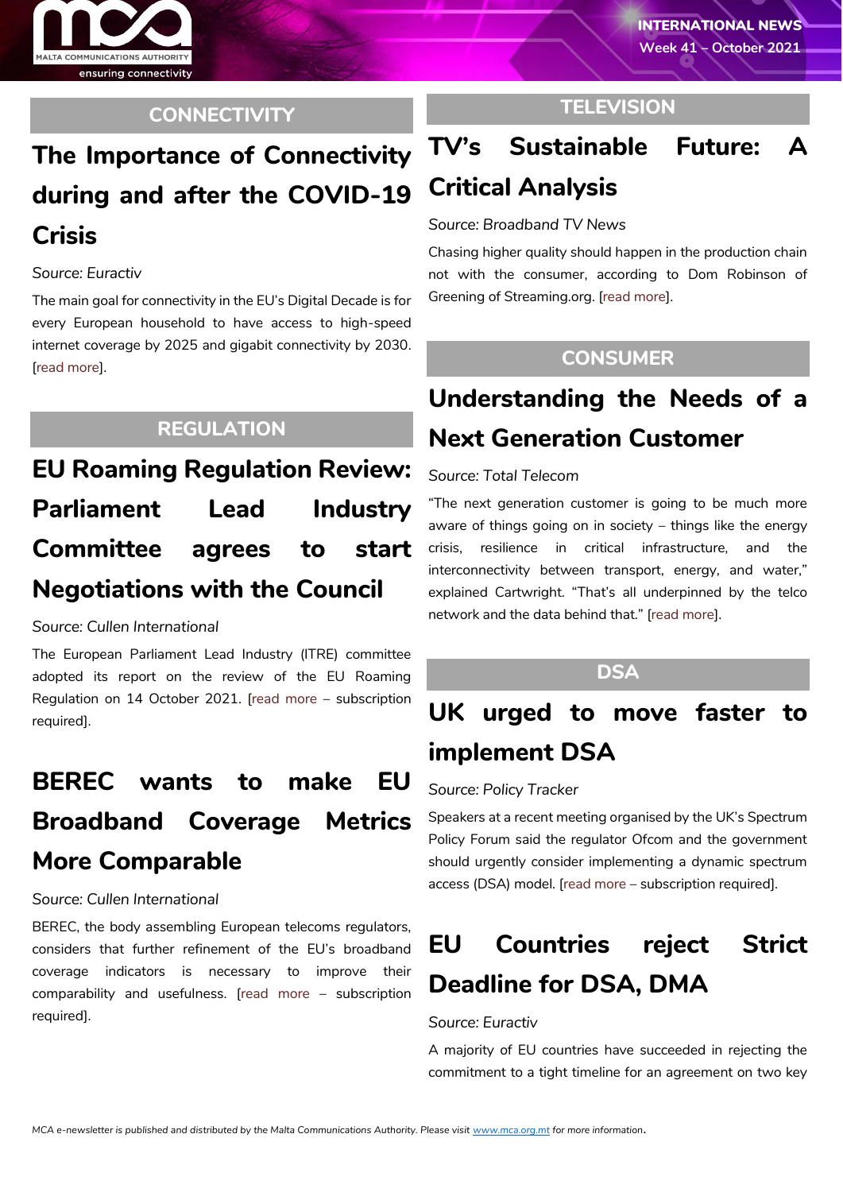INTERNATIONAL NEWS
Week 41 – October 2021

## CONNECTIVITY

### The Importance of Connectivity during and after the COVID-19 Crisis

*Source: Euractiv*

The main goal for connectivity in the EU's Digital Decade is for every European household to have access to high-speed internet coverage by 2025 and gigabit connectivity by 2030. [read more].

## REGULATION

### EU Roaming Regulation Review: Parliament Lead Industry Committee agrees to start Negotiations with the Council

*Source: Cullen International*

The European Parliament Lead Industry (ITRE) committee adopted its report on the review of the EU Roaming Regulation on 14 October 2021. [read more – subscription required].

### BEREC wants to make EU Broadband Coverage Metrics More Comparable

*Source: Cullen International*

BEREC, the body assembling European telecoms regulators, considers that further refinement of the EU's broadband coverage indicators is necessary to improve their comparability and usefulness. [read more – subscription required].

## TELEVISION

### TV's Sustainable Future: A Critical Analysis

*Source: Broadband TV News*

Chasing higher quality should happen in the production chain not with the consumer, according to Dom Robinson of Greening of Streaming.org. [read more].

## CONSUMER

### Understanding the Needs of a Next Generation Customer

*Source: Total Telecom*

"The next generation customer is going to be much more aware of things going on in society – things like the energy crisis, resilience in critical infrastructure, and the interconnectivity between transport, energy, and water," explained Cartwright. "That's all underpinned by the telco network and the data behind that." [read more].

## DSA

### UK urged to move faster to implement DSA

*Source: Policy Tracker*

Speakers at a recent meeting organised by the UK's Spectrum Policy Forum said the regulator Ofcom and the government should urgently consider implementing a dynamic spectrum access (DSA) model. [read more – subscription required].

### EU Countries reject Strict Deadline for DSA, DMA

*Source: Euractiv*

A majority of EU countries have succeeded in rejecting the commitment to a tight timeline for an agreement on two key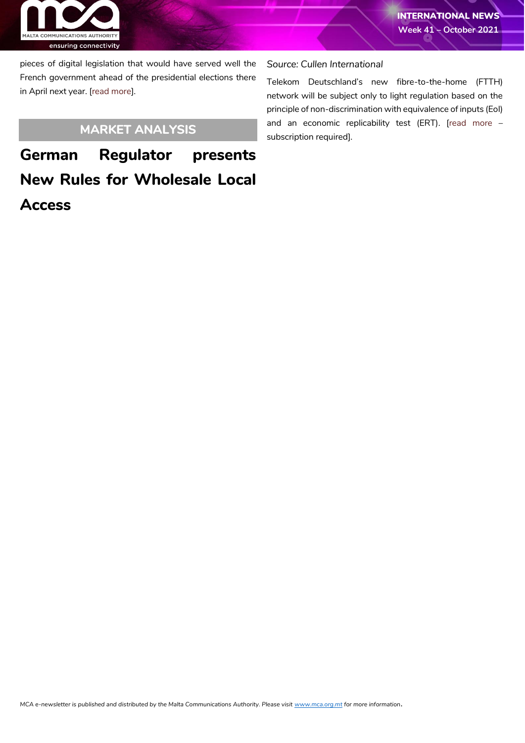pieces of digital legislation that would have served well the French government ahead of the presidential elections there in April next year. [read more].

## MARKET ANALYSIS

# German Regulator presents New Rules for Wholesale Local Access

*Source: Cullen International*

Telekom Deutschland's new fibre-to-the-home (FTTH) network will be subject only to light regulation based on the principle of non-discrimination with equivalence of inputs (EoI) and an economic replicability test (ERT). [read more – subscription required].